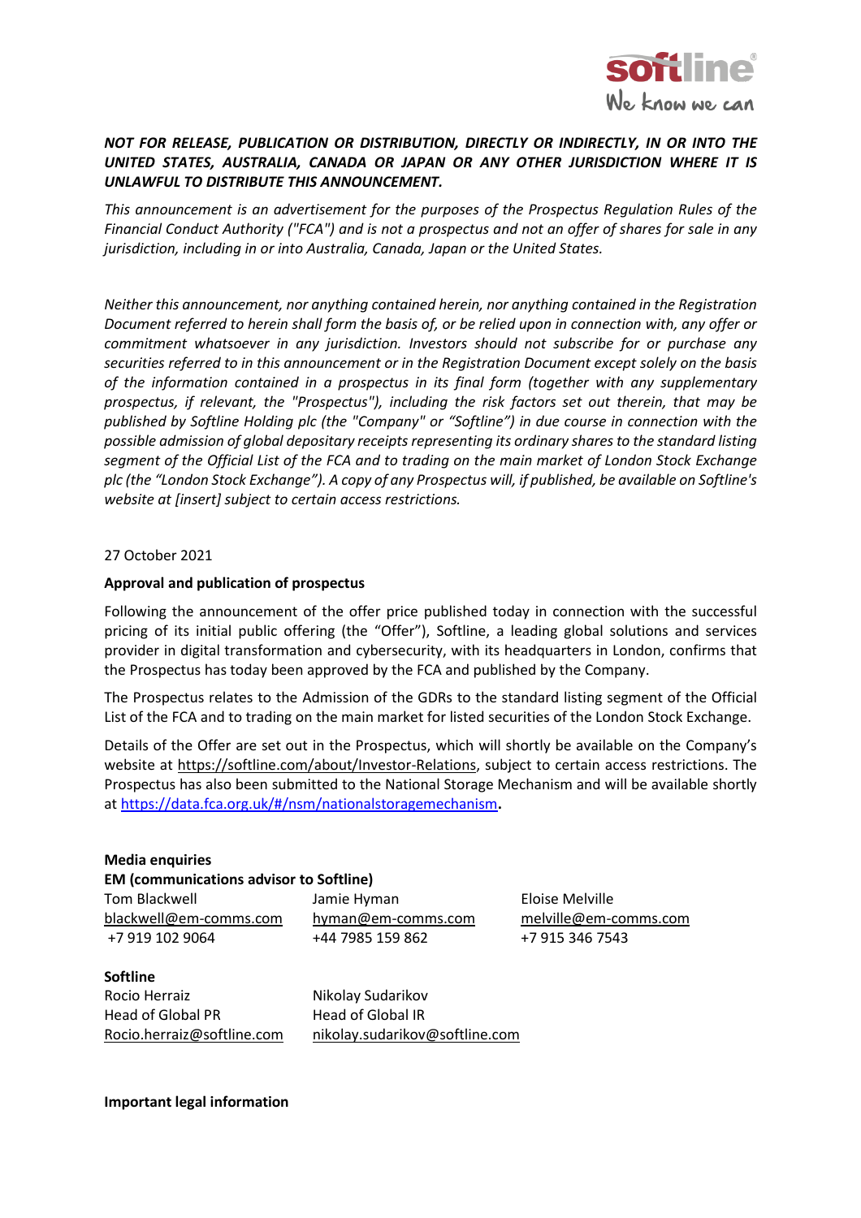***NOT FOR RELEASE, PUBLICATION OR DISTRIBUTION, DIRECTLY OR INDIRECTLY, IN OR INTO THE UNITED STATES, AUSTRALIA, CANADA OR JAPAN OR ANY OTHER JURISDICTION WHERE IT IS UNLAWFUL TO DISTRIBUTE THIS ANNOUNCEMENT.***

*This announcement is an advertisement for the purposes of the Prospectus Regulation Rules of the Financial Conduct Authority ("FCA") and is not a prospectus and not an offer of shares for sale in any jurisdiction, including in or into Australia, Canada, Japan or the United States.*

*Neither this announcement, nor anything contained herein, nor anything contained in the Registration Document referred to herein shall form the basis of, or be relied upon in connection with, any offer or commitment whatsoever in any jurisdiction. Investors should not subscribe for or purchase any securities referred to in this announcement or in the Registration Document except solely on the basis of the information contained in a prospectus in its final form (together with any supplementary prospectus, if relevant, the "Prospectus"), including the risk factors set out therein, that may be published by Softline Holding plc (the "Company" or "Softline") in due course in connection with the possible admission of global depositary receipts representing its ordinary shares to the standard listing segment of the Official List of the FCA and to trading on the main market of London Stock Exchange plc (the "London Stock Exchange"). A copy of any Prospectus will, if published, be available on Softline's website at [insert] subject to certain access restrictions.*

27 October 2021

**Approval and publication of prospectus**

Following the announcement of the offer price published today in connection with the successful pricing of its initial public offering (the "Offer"), Softline, a leading global solutions and services provider in digital transformation and cybersecurity, with its headquarters in London, confirms that the Prospectus has today been approved by the FCA and published by the Company.

The Prospectus relates to the Admission of the GDRs to the standard listing segment of the Official List of the FCA and to trading on the main market for listed securities of the London Stock Exchange.

Details of the Offer are set out in the Prospectus, which will shortly be available on the Company's website at https://softline.com/about/Investor-Relations, subject to certain access restrictions. The Prospectus has also been submitted to the National Storage Mechanism and will be available shortly at https://data.fca.org.uk/#/nsm/nationalstoragemechanism.

**Media enquiries**

**EM (communications advisor to Softline)**

| Tom Blackwell | Jamie Hyman | Eloise Melville |
|---|---|---|
| blackwell@em-comms.com | hyman@em-comms.com | melville@em-comms.com |
| +7 919 102 9064 | +44 7985 159 862 | +7 915 346 7543 |

**Softline**

| Rocio Herraiz | Nikolay Sudarikov |
|---|---|
| Head of Global PR | Head of Global IR |
| Rocio.herraiz@softline.com | nikolay.sudarikov@softline.com |

**Important legal information**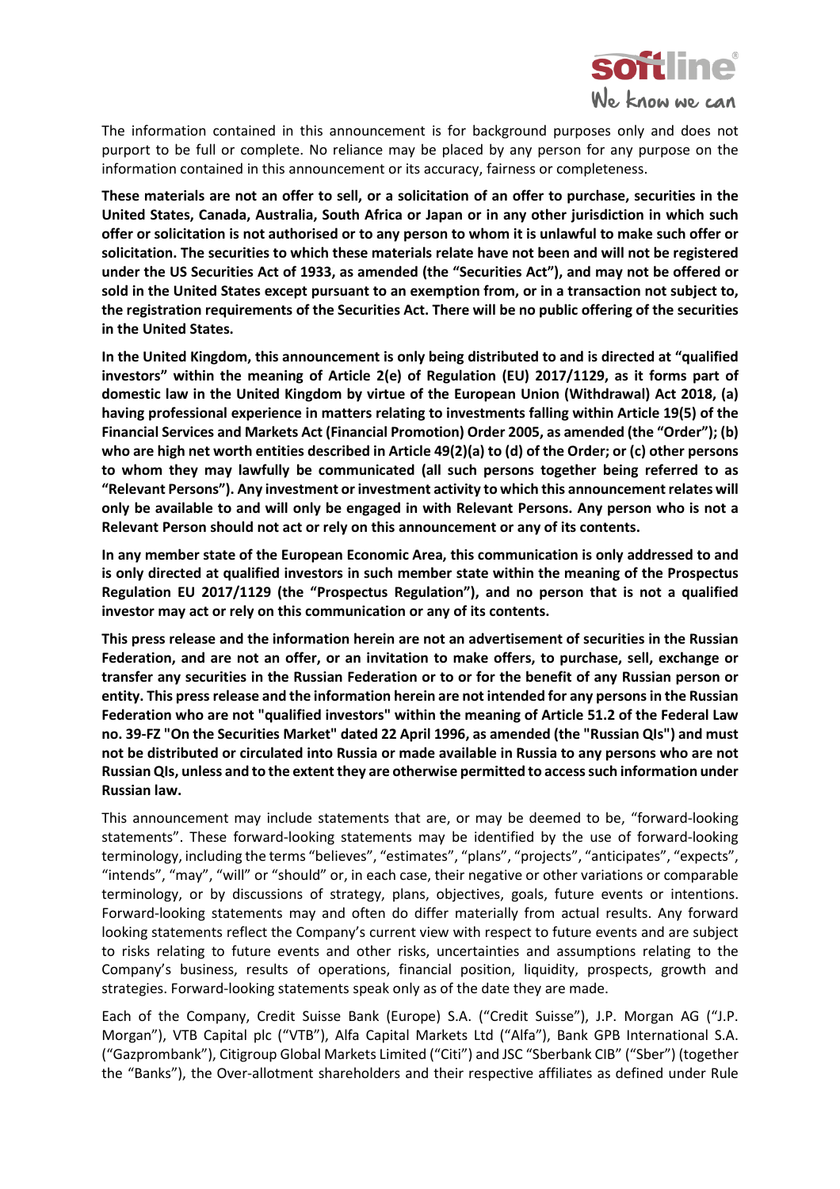The information contained in this announcement is for background purposes only and does not purport to be full or complete. No reliance may be placed by any person for any purpose on the information contained in this announcement or its accuracy, fairness or completeness.

**These materials are not an offer to sell, or a solicitation of an offer to purchase, securities in the United States, Canada, Australia, South Africa or Japan or in any other jurisdiction in which such offer or solicitation is not authorised or to any person to whom it is unlawful to make such offer or solicitation. The securities to which these materials relate have not been and will not be registered under the US Securities Act of 1933, as amended (the "Securities Act"), and may not be offered or sold in the United States except pursuant to an exemption from, or in a transaction not subject to, the registration requirements of the Securities Act. There will be no public offering of the securities in the United States.**

**In the United Kingdom, this announcement is only being distributed to and is directed at "qualified investors" within the meaning of Article 2(e) of Regulation (EU) 2017/1129, as it forms part of domestic law in the United Kingdom by virtue of the European Union (Withdrawal) Act 2018, (a) having professional experience in matters relating to investments falling within Article 19(5) of the Financial Services and Markets Act (Financial Promotion) Order 2005, as amended (the "Order"); (b) who are high net worth entities described in Article 49(2)(a) to (d) of the Order; or (c) other persons to whom they may lawfully be communicated (all such persons together being referred to as "Relevant Persons"). Any investment or investment activity to which this announcement relates will only be available to and will only be engaged in with Relevant Persons. Any person who is not a Relevant Person should not act or rely on this announcement or any of its contents.**

**In any member state of the European Economic Area, this communication is only addressed to and is only directed at qualified investors in such member state within the meaning of the Prospectus Regulation EU 2017/1129 (the "Prospectus Regulation"), and no person that is not a qualified investor may act or rely on this communication or any of its contents.**

**This press release and the information herein are not an advertisement of securities in the Russian Federation, and are not an offer, or an invitation to make offers, to purchase, sell, exchange or transfer any securities in the Russian Federation or to or for the benefit of any Russian person or entity. This press release and the information herein are not intended for any persons in the Russian Federation who are not "qualified investors" within the meaning of Article 51.2 of the Federal Law no. 39-FZ "On the Securities Market" dated 22 April 1996, as amended (the "Russian QIs") and must not be distributed or circulated into Russia or made available in Russia to any persons who are not Russian QIs, unless and to the extent they are otherwise permitted to access such information under Russian law.**

This announcement may include statements that are, or may be deemed to be, "forward-looking statements". These forward-looking statements may be identified by the use of forward-looking terminology, including the terms "believes", "estimates", "plans", "projects", "anticipates", "expects", "intends", "may", "will" or "should" or, in each case, their negative or other variations or comparable terminology, or by discussions of strategy, plans, objectives, goals, future events or intentions. Forward-looking statements may and often do differ materially from actual results. Any forward looking statements reflect the Company's current view with respect to future events and are subject to risks relating to future events and other risks, uncertainties and assumptions relating to the Company's business, results of operations, financial position, liquidity, prospects, growth and strategies. Forward-looking statements speak only as of the date they are made.

Each of the Company, Credit Suisse Bank (Europe) S.A. ("Credit Suisse"), J.P. Morgan AG ("J.P. Morgan"), VTB Capital plc ("VTB"), Alfa Capital Markets Ltd ("Alfa"), Bank GPB International S.A. ("Gazprombank"), Citigroup Global Markets Limited ("Citi") and JSC "Sberbank CIB" ("Sber") (together the "Banks"), the Over-allotment shareholders and their respective affiliates as defined under Rule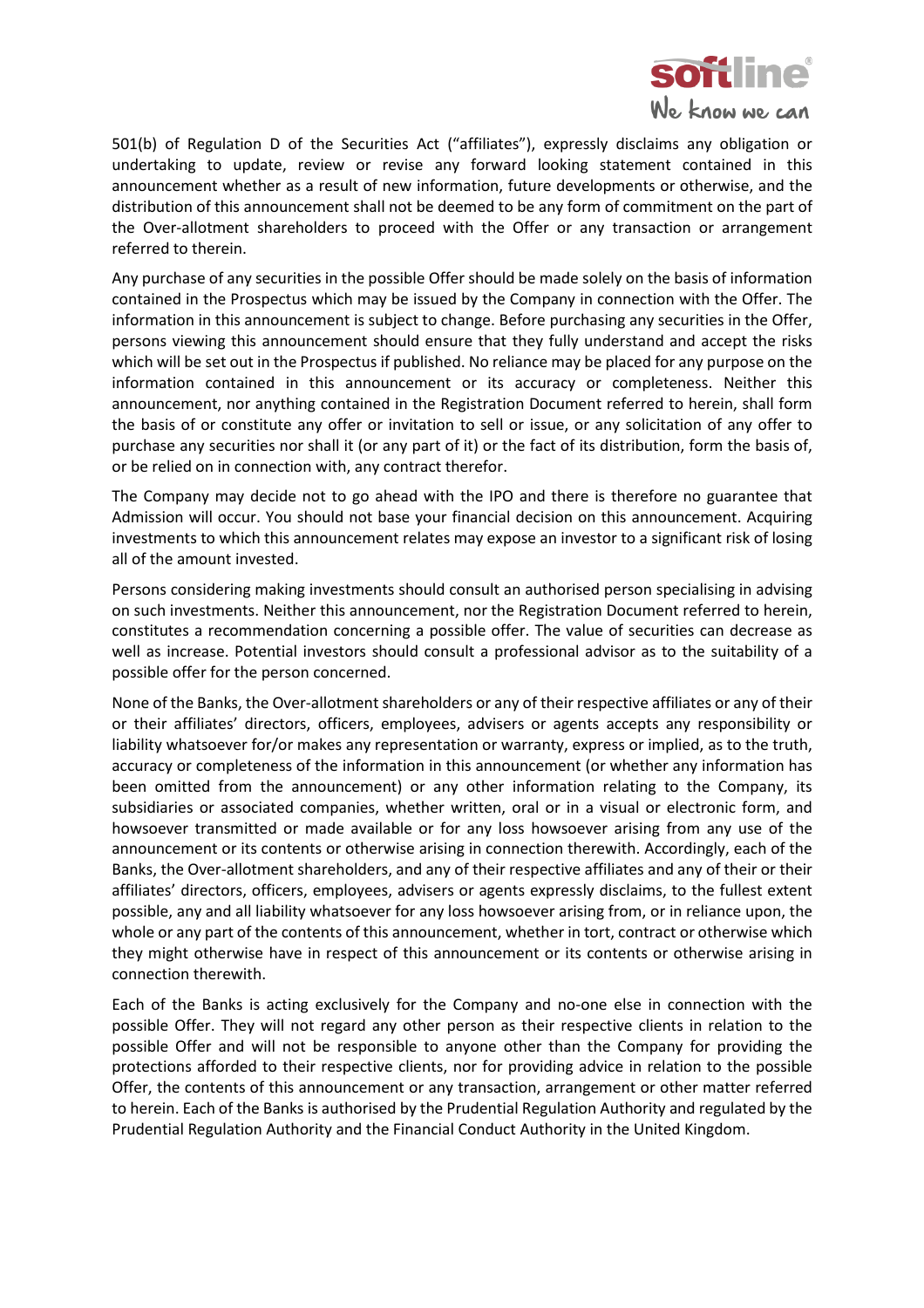501(b) of Regulation D of the Securities Act ("affiliates"), expressly disclaims any obligation or undertaking to update, review or revise any forward looking statement contained in this announcement whether as a result of new information, future developments or otherwise, and the distribution of this announcement shall not be deemed to be any form of commitment on the part of the Over-allotment shareholders to proceed with the Offer or any transaction or arrangement referred to therein.

Any purchase of any securities in the possible Offer should be made solely on the basis of information contained in the Prospectus which may be issued by the Company in connection with the Offer. The information in this announcement is subject to change. Before purchasing any securities in the Offer, persons viewing this announcement should ensure that they fully understand and accept the risks which will be set out in the Prospectus if published. No reliance may be placed for any purpose on the information contained in this announcement or its accuracy or completeness. Neither this announcement, nor anything contained in the Registration Document referred to herein, shall form the basis of or constitute any offer or invitation to sell or issue, or any solicitation of any offer to purchase any securities nor shall it (or any part of it) or the fact of its distribution, form the basis of, or be relied on in connection with, any contract therefor.

The Company may decide not to go ahead with the IPO and there is therefore no guarantee that Admission will occur. You should not base your financial decision on this announcement. Acquiring investments to which this announcement relates may expose an investor to a significant risk of losing all of the amount invested.

Persons considering making investments should consult an authorised person specialising in advising on such investments. Neither this announcement, nor the Registration Document referred to herein, constitutes a recommendation concerning a possible offer. The value of securities can decrease as well as increase. Potential investors should consult a professional advisor as to the suitability of a possible offer for the person concerned.

None of the Banks, the Over-allotment shareholders or any of their respective affiliates or any of their or their affiliates' directors, officers, employees, advisers or agents accepts any responsibility or liability whatsoever for/or makes any representation or warranty, express or implied, as to the truth, accuracy or completeness of the information in this announcement (or whether any information has been omitted from the announcement) or any other information relating to the Company, its subsidiaries or associated companies, whether written, oral or in a visual or electronic form, and howsoever transmitted or made available or for any loss howsoever arising from any use of the announcement or its contents or otherwise arising in connection therewith. Accordingly, each of the Banks, the Over-allotment shareholders, and any of their respective affiliates and any of their or their affiliates' directors, officers, employees, advisers or agents expressly disclaims, to the fullest extent possible, any and all liability whatsoever for any loss howsoever arising from, or in reliance upon, the whole or any part of the contents of this announcement, whether in tort, contract or otherwise which they might otherwise have in respect of this announcement or its contents or otherwise arising in connection therewith.

Each of the Banks is acting exclusively for the Company and no-one else in connection with the possible Offer. They will not regard any other person as their respective clients in relation to the possible Offer and will not be responsible to anyone other than the Company for providing the protections afforded to their respective clients, nor for providing advice in relation to the possible Offer, the contents of this announcement or any transaction, arrangement or other matter referred to herein. Each of the Banks is authorised by the Prudential Regulation Authority and regulated by the Prudential Regulation Authority and the Financial Conduct Authority in the United Kingdom.